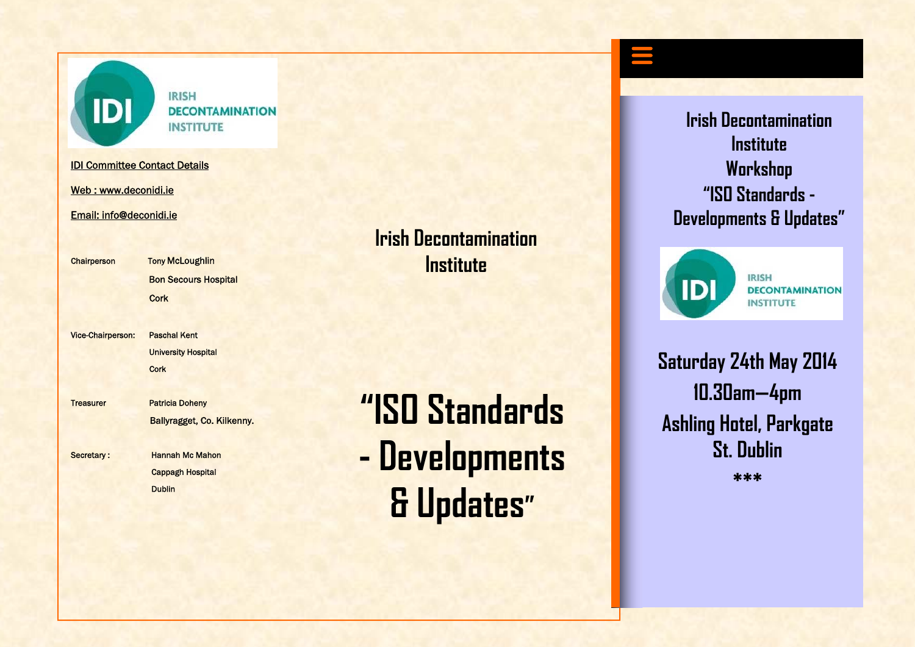IRISH DECONTAMINATION INSTITUTE

IDI Committee Contact Details

Web : www.deconidi.ie

Email: info@deconidi.ie

| | |
|---|---|
| Chairperson | Tony McLoughlin<br>Bon Secours Hospital<br>Cork |
| Vice-Chairperson: | Paschal Kent<br>University Hospital<br>Cork |
| Treasurer | Patricia Doheny<br>Ballyragget, Co. Kilkenny. |
| Secretary : | Hannah Mc Mahon<br>Cappagh Hospital<br>Dublin |

## Irish Decontamination Institute

# "ISO Standards - Developments & Updates"

## Irish Decontamination Institute Workshop "ISO Standards - Developments & Updates"

IRISH DECONTAMINATION INSTITUTE

**Saturday 24th May 2014**

**10.30am—4pm**

**Ashling Hotel, Parkgate St. Dublin**

***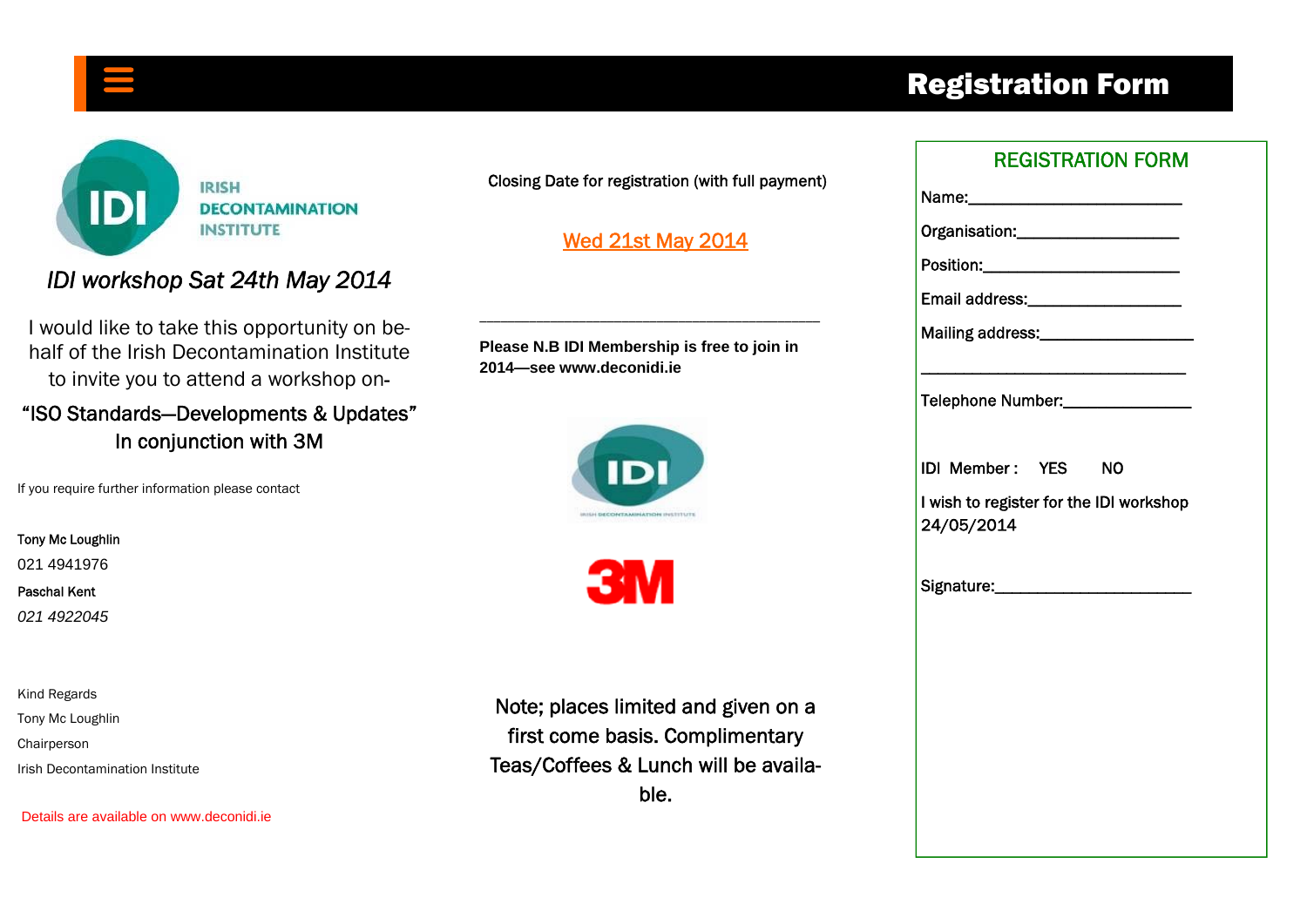# Registration Form

IRISH DECONTAMINATION INSTITUTE

*IDI workshop Sat 24th May 2014*

I would like to take this opportunity on behalf of the Irish Decontamination Institute to invite you to attend a workshop on-

"ISO Standards—Developments & Updates" In conjunction with 3M

If you require further information please contact

Tony Mc Loughlin
021 4941976
Paschal Kent
*021 4922045*

Kind Regards
Tony Mc Loughlin
Chairperson
Irish Decontamination Institute

Details are available on www.deconidi.ie

Closing Date for registration (with full payment)

Wed 21st May 2014

---

**Please N.B IDI Membership is free to join in 2014—see www.deconidi.ie**

Note; places limited and given on a first come basis. Complimentary Teas/Coffees & Lunch will be available.

## REGISTRATION FORM

Name:_______________________

Organisation:_________________

Position:_____________________

Email address:________________

Mailing address:________________

____________________________

Telephone Number:_____________

IDI Member : YES NO

I wish to register for the IDI workshop 24/05/2014

Signature:_____________________